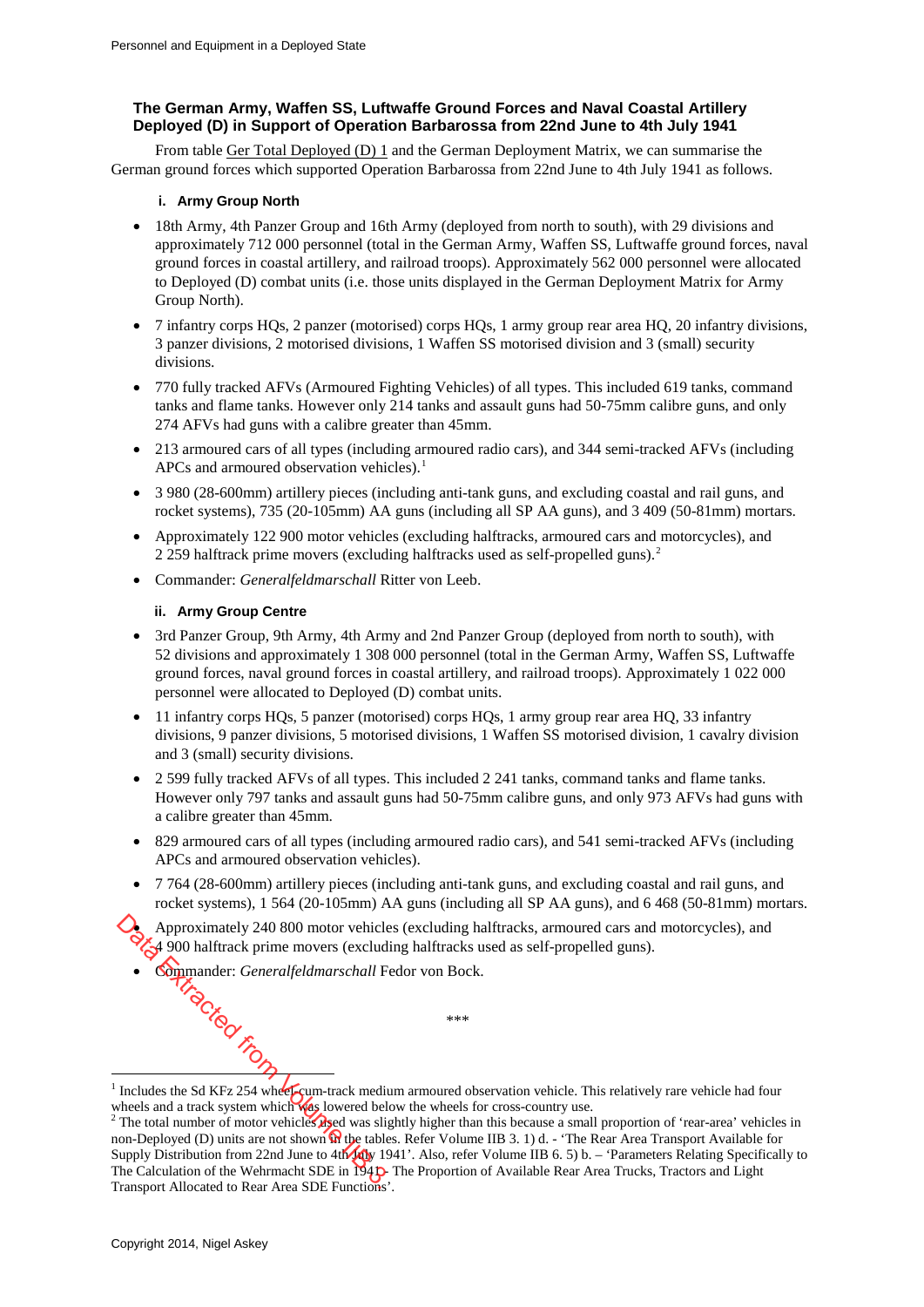## The German Army, Waffen SS, Luftwaffe Ground Forces and Naval Coastal Artillery Deployed (D) in Support of Operation Barbarossa from 22nd June to 4th July 1941

From table Ger Total Deployed (D) 1 and the German Deployment Matrix, we can summarise the German ground forces which supported Operation Barbarossa from 22nd June to 4th July 1941 as follows.

### i. Army Group North

- 18th Army, 4th Panzer Group and 16th Army (deployed from north to south), with 29 divisions and approximately 712 000 personnel (total in the German Army, Waffen SS, Luftwaffe ground forces, naval ground forces in coastal artillery, and railroad troops). Approximately 562 000 personnel were allocated to Deployed (D) combat units (i.e. those units displayed in the German Deployment Matrix for Army Group North).
- 7 infantry corps HQs, 2 panzer (motorised) corps HQs, 1 army group rear area HQ, 20 infantry divisions, 3 panzer divisions, 2 motorised divisions, 1 Waffen SS motorised division and 3 (small) security divisions.
- 770 fully tracked AFVs (Armoured Fighting Vehicles) of all types. This included 619 tanks, command tanks and flame tanks. However only 214 tanks and assault guns had 50-75mm calibre guns, and only 274 AFVs had guns with a calibre greater than 45mm.
- 213 armoured cars of all types (including armoured radio cars), and 344 semi-tracked AFVs (including APCs and armoured observation vehicles).[1]
- 3 980 (28-600mm) artillery pieces (including anti-tank guns, and excluding coastal and rail guns, and rocket systems), 735 (20-105mm) AA guns (including all SP AA guns), and 3 409 (50-81mm) mortars.
- Approximately 122 900 motor vehicles (excluding halftracks, armoured cars and motorcycles), and 2 259 halftrack prime movers (excluding halftracks used as self-propelled guns).[2]
- Commander: *Generalfeldmarschall* Ritter von Leeb.

### ii. Army Group Centre

- 3rd Panzer Group, 9th Army, 4th Army and 2nd Panzer Group (deployed from north to south), with 52 divisions and approximately 1 308 000 personnel (total in the German Army, Waffen SS, Luftwaffe ground forces, naval ground forces in coastal artillery, and railroad troops). Approximately 1 022 000 personnel were allocated to Deployed (D) combat units.
- 11 infantry corps HQs, 5 panzer (motorised) corps HQs, 1 army group rear area HQ, 33 infantry divisions, 9 panzer divisions, 5 motorised divisions, 1 Waffen SS motorised division, 1 cavalry division and 3 (small) security divisions.
- 2 599 fully tracked AFVs of all types. This included 2 241 tanks, command tanks and flame tanks. However only 797 tanks and assault guns had 50-75mm calibre guns, and only 973 AFVs had guns with a calibre greater than 45mm.
- 829 armoured cars of all types (including armoured radio cars), and 541 semi-tracked AFVs (including APCs and armoured observation vehicles).
- 7 764 (28-600mm) artillery pieces (including anti-tank guns, and excluding coastal and rail guns, and rocket systems), 1 564 (20-105mm) AA guns (including all SP AA guns), and 6 468 (50-81mm) mortars.
- Approximately 240 800 motor vehicles (excluding halftracks, armoured cars and motorcycles), and 4 900 halftrack prime movers (excluding halftracks used as self-propelled guns).
- Commander: *Generalfeldmarschall* Fedor von Bock.

\*\*\*

[1] Includes the Sd KFz 254 wheel-cum-track medium armoured observation vehicle. This relatively rare vehicle had four wheels and a track system which was lowered below the wheels for cross-country use.

[2] The total number of motor vehicles used was slightly higher than this because a small proportion of 'rear-area' vehicles in non-Deployed (D) units are not shown in the tables. Refer Volume IIB 3. 1) d. - 'The Rear Area Transport Available for Supply Distribution from 22nd June to 4th July 1941'. Also, refer Volume IIB 6. 5) b. – 'Parameters Relating Specifically to The Calculation of the Wehrmacht SDE in 1941 - The Proportion of Available Rear Area Trucks, Tractors and Light Transport Allocated to Rear Area SDE Functions'.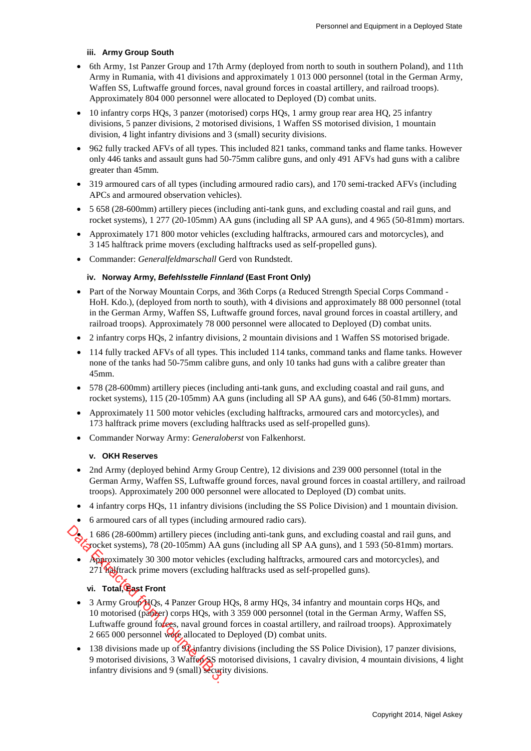### iii. Army Group South

- 6th Army, 1st Panzer Group and 17th Army (deployed from north to south in southern Poland), and 11th Army in Rumania, with 41 divisions and approximately 1 013 000 personnel (total in the German Army, Waffen SS, Luftwaffe ground forces, naval ground forces in coastal artillery, and railroad troops). Approximately 804 000 personnel were allocated to Deployed (D) combat units.
- 10 infantry corps HQs, 3 panzer (motorised) corps HQs, 1 army group rear area HQ, 25 infantry divisions, 5 panzer divisions, 2 motorised divisions, 1 Waffen SS motorised division, 1 mountain division, 4 light infantry divisions and 3 (small) security divisions.
- 962 fully tracked AFVs of all types. This included 821 tanks, command tanks and flame tanks. However only 446 tanks and assault guns had 50-75mm calibre guns, and only 491 AFVs had guns with a calibre greater than 45mm.
- 319 armoured cars of all types (including armoured radio cars), and 170 semi-tracked AFVs (including APCs and armoured observation vehicles).
- 5 658 (28-600mm) artillery pieces (including anti-tank guns, and excluding coastal and rail guns, and rocket systems), 1 277 (20-105mm) AA guns (including all SP AA guns), and 4 965 (50-81mm) mortars.
- Approximately 171 800 motor vehicles (excluding halftracks, armoured cars and motorcycles), and 3 145 halftrack prime movers (excluding halftracks used as self-propelled guns).
- Commander: *Generalfeldmarschall* Gerd von Rundstedt.

### iv. Norway Army, *Befehlsstelle Finnland* (East Front Only)

- Part of the Norway Mountain Corps, and 36th Corps (a Reduced Strength Special Corps Command - HoH. Kdo.), (deployed from north to south), with 4 divisions and approximately 88 000 personnel (total in the German Army, Waffen SS, Luftwaffe ground forces, naval ground forces in coastal artillery, and railroad troops). Approximately 78 000 personnel were allocated to Deployed (D) combat units.
- 2 infantry corps HQs, 2 infantry divisions, 2 mountain divisions and 1 Waffen SS motorised brigade.
- 114 fully tracked AFVs of all types. This included 114 tanks, command tanks and flame tanks. However none of the tanks had 50-75mm calibre guns, and only 10 tanks had guns with a calibre greater than 45mm.
- 578 (28-600mm) artillery pieces (including anti-tank guns, and excluding coastal and rail guns, and rocket systems), 115 (20-105mm) AA guns (including all SP AA guns), and 646 (50-81mm) mortars.
- Approximately 11 500 motor vehicles (excluding halftracks, armoured cars and motorcycles), and 173 halftrack prime movers (excluding halftracks used as self-propelled guns).
- Commander Norway Army: *Generaloberst* von Falkenhorst.

### v. OKH Reserves

- 2nd Army (deployed behind Army Group Centre), 12 divisions and 239 000 personnel (total in the German Army, Waffen SS, Luftwaffe ground forces, naval ground forces in coastal artillery, and railroad troops). Approximately 200 000 personnel were allocated to Deployed (D) combat units.
- 4 infantry corps HQs, 11 infantry divisions (including the SS Police Division) and 1 mountain division.
- 6 armoured cars of all types (including armoured radio cars).
- 1 686 (28-600mm) artillery pieces (including anti-tank guns, and excluding coastal and rail guns, and rocket systems), 78 (20-105mm) AA guns (including all SP AA guns), and 1 593 (50-81mm) mortars.
- Approximately 30 300 motor vehicles (excluding halftracks, armoured cars and motorcycles), and 271 halftrack prime movers (excluding halftracks used as self-propelled guns).

### vi. Total, East Front

- 3 Army Group HQs, 4 Panzer Group HQs, 8 army HQs, 34 infantry and mountain corps HQs, and 10 motorised (panzer) corps HQs, with 3 359 000 personnel (total in the German Army, Waffen SS, Luftwaffe ground forces, naval ground forces in coastal artillery, and railroad troops). Approximately 2 665 000 personnel were allocated to Deployed (D) combat units.
- 138 divisions made up of 92 infantry divisions (including the SS Police Division), 17 panzer divisions, 9 motorised divisions, 3 Waffen SS motorised divisions, 1 cavalry division, 4 mountain divisions, 4 light infantry divisions and 9 (small) security divisions.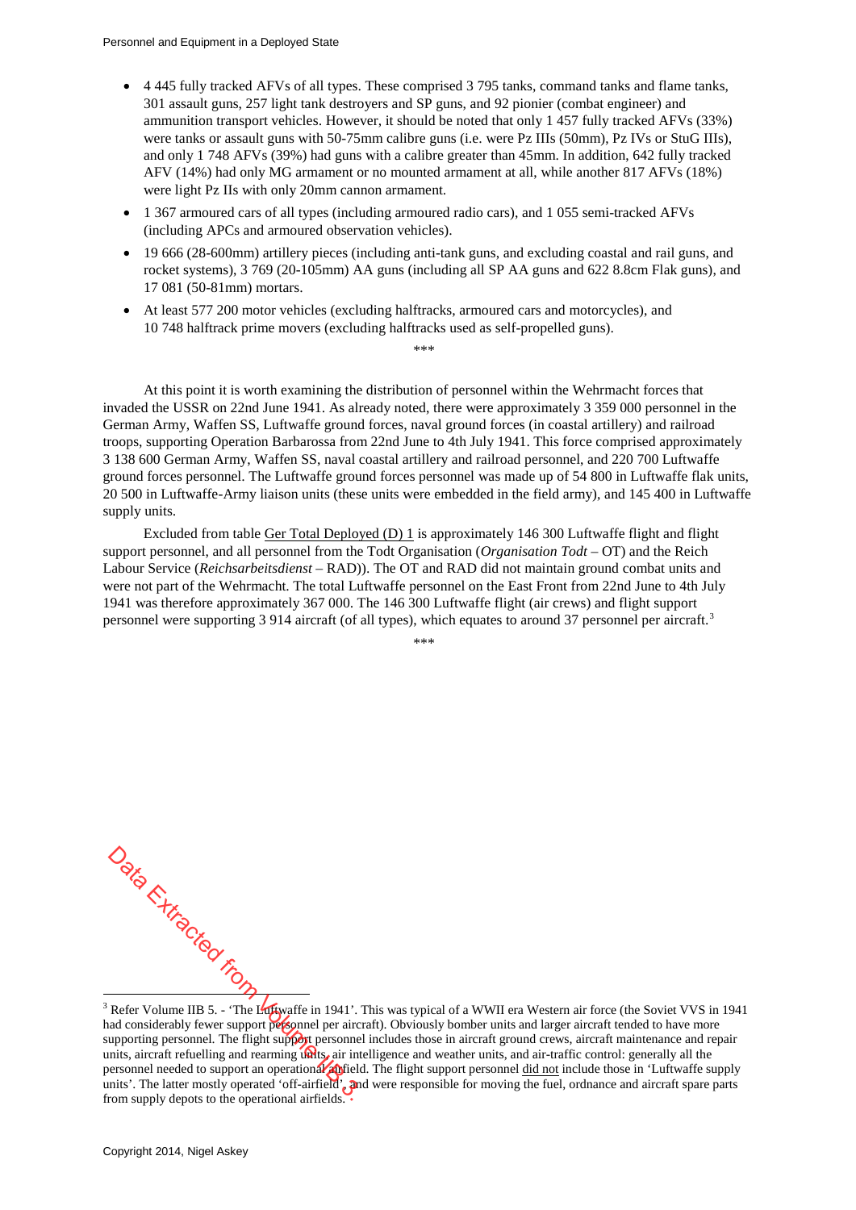- 4 445 fully tracked AFVs of all types. These comprised 3 795 tanks, command tanks and flame tanks, 301 assault guns, 257 light tank destroyers and SP guns, and 92 pionier (combat engineer) and ammunition transport vehicles. However, it should be noted that only 1 457 fully tracked AFVs (33%) were tanks or assault guns with 50-75mm calibre guns (i.e. were Pz IIIs (50mm), Pz IVs or StuG IIIs), and only 1 748 AFVs (39%) had guns with a calibre greater than 45mm. In addition, 642 fully tracked AFV (14%) had only MG armament or no mounted armament at all, while another 817 AFVs (18%) were light Pz IIs with only 20mm cannon armament.
- 1 367 armoured cars of all types (including armoured radio cars), and 1 055 semi-tracked AFVs (including APCs and armoured observation vehicles).
- 19 666 (28-600mm) artillery pieces (including anti-tank guns, and excluding coastal and rail guns, and rocket systems), 3 769 (20-105mm) AA guns (including all SP AA guns and 622 8.8cm Flak guns), and 17 081 (50-81mm) mortars.
- At least 577 200 motor vehicles (excluding halftracks, armoured cars and motorcycles), and 10 748 halftrack prime movers (excluding halftracks used as self-propelled guns).

\*\*\*

At this point it is worth examining the distribution of personnel within the Wehrmacht forces that invaded the USSR on 22nd June 1941. As already noted, there were approximately 3 359 000 personnel in the German Army, Waffen SS, Luftwaffe ground forces, naval ground forces (in coastal artillery) and railroad troops, supporting Operation Barbarossa from 22nd June to 4th July 1941. This force comprised approximately 3 138 600 German Army, Waffen SS, naval coastal artillery and railroad personnel, and 220 700 Luftwaffe ground forces personnel. The Luftwaffe ground forces personnel was made up of 54 800 in Luftwaffe flak units, 20 500 in Luftwaffe-Army liaison units (these units were embedded in the field army), and 145 400 in Luftwaffe supply units.

Excluded from table Ger Total Deployed (D) 1 is approximately 146 300 Luftwaffe flight and flight support personnel, and all personnel from the Todt Organisation (*Organisation Todt* – OT) and the Reich Labour Service (*Reichsarbeitsdienst* – RAD)). The OT and RAD did not maintain ground combat units and were not part of the Wehrmacht. The total Luftwaffe personnel on the East Front from 22nd June to 4th July 1941 was therefore approximately 367 000. The 146 300 Luftwaffe flight (air crews) and flight support personnel were supporting 3 914 aircraft (of all types), which equates to around 37 personnel per aircraft.[3]

\*\*\*

[3] Refer Volume IIB 5. - 'The Luftwaffe in 1941'. This was typical of a WWII era Western air force (the Soviet VVS in 1941 had considerably fewer support personnel per aircraft). Obviously bomber units and larger aircraft tended to have more supporting personnel. The flight support personnel includes those in aircraft ground crews, aircraft maintenance and repair units, aircraft refuelling and rearming units, air intelligence and weather units, and air-traffic control: generally all the personnel needed to support an operational airfield. The flight support personnel did not include those in 'Luftwaffe supply units'. The latter mostly operated 'off-airfield', and were responsible for moving the fuel, ordnance and aircraft spare parts from supply depots to the operational airfields.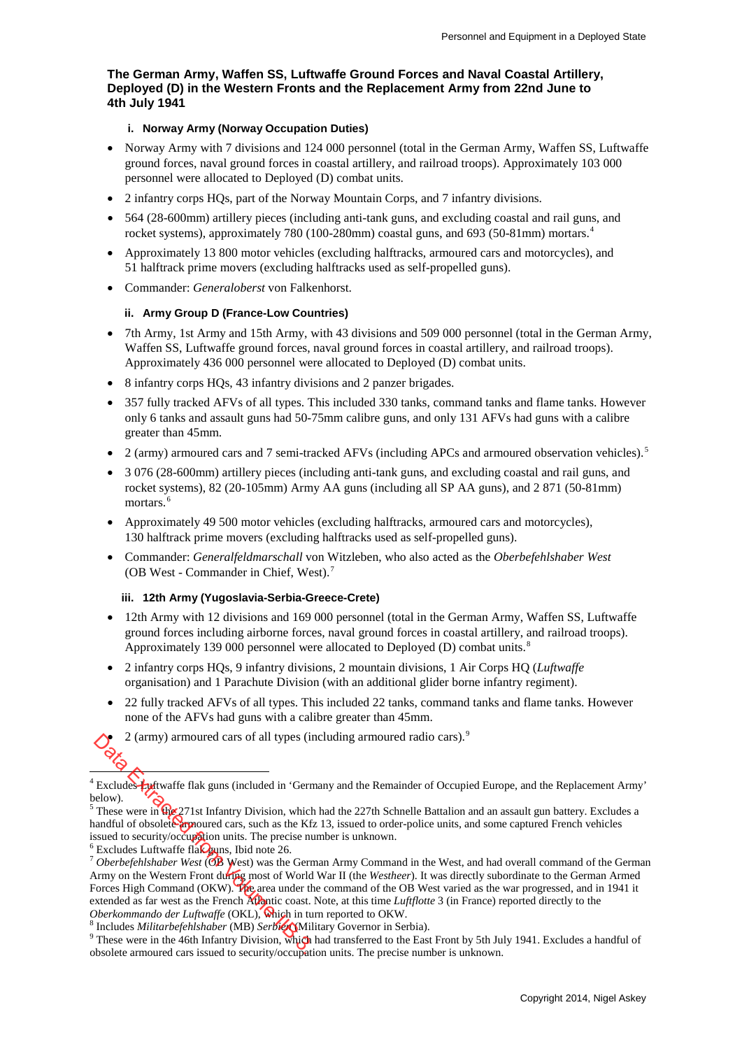### The German Army, Waffen SS, Luftwaffe Ground Forces and Naval Coastal Artillery, Deployed (D) in the Western Fronts and the Replacement Army from 22nd June to 4th July 1941

#### i. Norway Army (Norway Occupation Duties)

- Norway Army with 7 divisions and 124 000 personnel (total in the German Army, Waffen SS, Luftwaffe ground forces, naval ground forces in coastal artillery, and railroad troops). Approximately 103 000 personnel were allocated to Deployed (D) combat units.
- 2 infantry corps HQs, part of the Norway Mountain Corps, and 7 infantry divisions.
- 564 (28-600mm) artillery pieces (including anti-tank guns, and excluding coastal and rail guns, and rocket systems), approximately 780 (100-280mm) coastal guns, and 693 (50-81mm) mortars.[4]
- Approximately 13 800 motor vehicles (excluding halftracks, armoured cars and motorcycles), and 51 halftrack prime movers (excluding halftracks used as self-propelled guns).
- Commander: *Generaloberst* von Falkenhorst.

#### ii. Army Group D (France-Low Countries)

- 7th Army, 1st Army and 15th Army, with 43 divisions and 509 000 personnel (total in the German Army, Waffen SS, Luftwaffe ground forces, naval ground forces in coastal artillery, and railroad troops). Approximately 436 000 personnel were allocated to Deployed (D) combat units.
- 8 infantry corps HQs, 43 infantry divisions and 2 panzer brigades.
- 357 fully tracked AFVs of all types. This included 330 tanks, command tanks and flame tanks. However only 6 tanks and assault guns had 50-75mm calibre guns, and only 131 AFVs had guns with a calibre greater than 45mm.
- 2 (army) armoured cars and 7 semi-tracked AFVs (including APCs and armoured observation vehicles).[5]
- 3 076 (28-600mm) artillery pieces (including anti-tank guns, and excluding coastal and rail guns, and rocket systems), 82 (20-105mm) Army AA guns (including all SP AA guns), and 2 871 (50-81mm) mortars.[6]
- Approximately 49 500 motor vehicles (excluding halftracks, armoured cars and motorcycles), 130 halftrack prime movers (excluding halftracks used as self-propelled guns).
- Commander: *Generalfeldmarschall* von Witzleben, who also acted as the *Oberbefehlshaber West* (OB West - Commander in Chief, West).[7]

#### iii. 12th Army (Yugoslavia-Serbia-Greece-Crete)

- 12th Army with 12 divisions and 169 000 personnel (total in the German Army, Waffen SS, Luftwaffe ground forces including airborne forces, naval ground forces in coastal artillery, and railroad troops). Approximately 139 000 personnel were allocated to Deployed (D) combat units.[8]
- 2 infantry corps HQs, 9 infantry divisions, 2 mountain divisions, 1 Air Corps HQ (*Luftwaffe* organisation) and 1 Parachute Division (with an additional glider borne infantry regiment).
- 22 fully tracked AFVs of all types. This included 22 tanks, command tanks and flame tanks. However none of the AFVs had guns with a calibre greater than 45mm.
- 2 (army) armoured cars of all types (including armoured radio cars).[9]

---

[4] Excludes Luftwaffe flak guns (included in 'Germany and the Remainder of Occupied Europe, and the Replacement Army' below).

[5] These were in the 271st Infantry Division, which had the 227th Schnelle Battalion and an assault gun battery. Excludes a handful of obsolete armoured cars, such as the Kfz 13, issued to order-police units, and some captured French vehicles issued to security/occupation units. The precise number is unknown.

[6] Excludes Luftwaffe flak guns, Ibid note 26.

[7] *Oberbefehlshaber West* (OB West) was the German Army Command in the West, and had overall command of the German Army on the Western Front during most of World War II (the *Westheer*). It was directly subordinate to the German Armed Forces High Command (OKW). The area under the command of the OB West varied as the war progressed, and in 1941 it extended as far west as the French Atlantic coast. Note, at this time *Luftflotte* 3 (in France) reported directly to the *Oberkommando der Luftwaffe* (OKL), which in turn reported to OKW.

[8] Includes *Militarbefehlshaber* (MB) *Serbien* (Military Governor in Serbia).

[9] These were in the 46th Infantry Division, which had transferred to the East Front by 5th July 1941. Excludes a handful of obsolete armoured cars issued to security/occupation units. The precise number is unknown.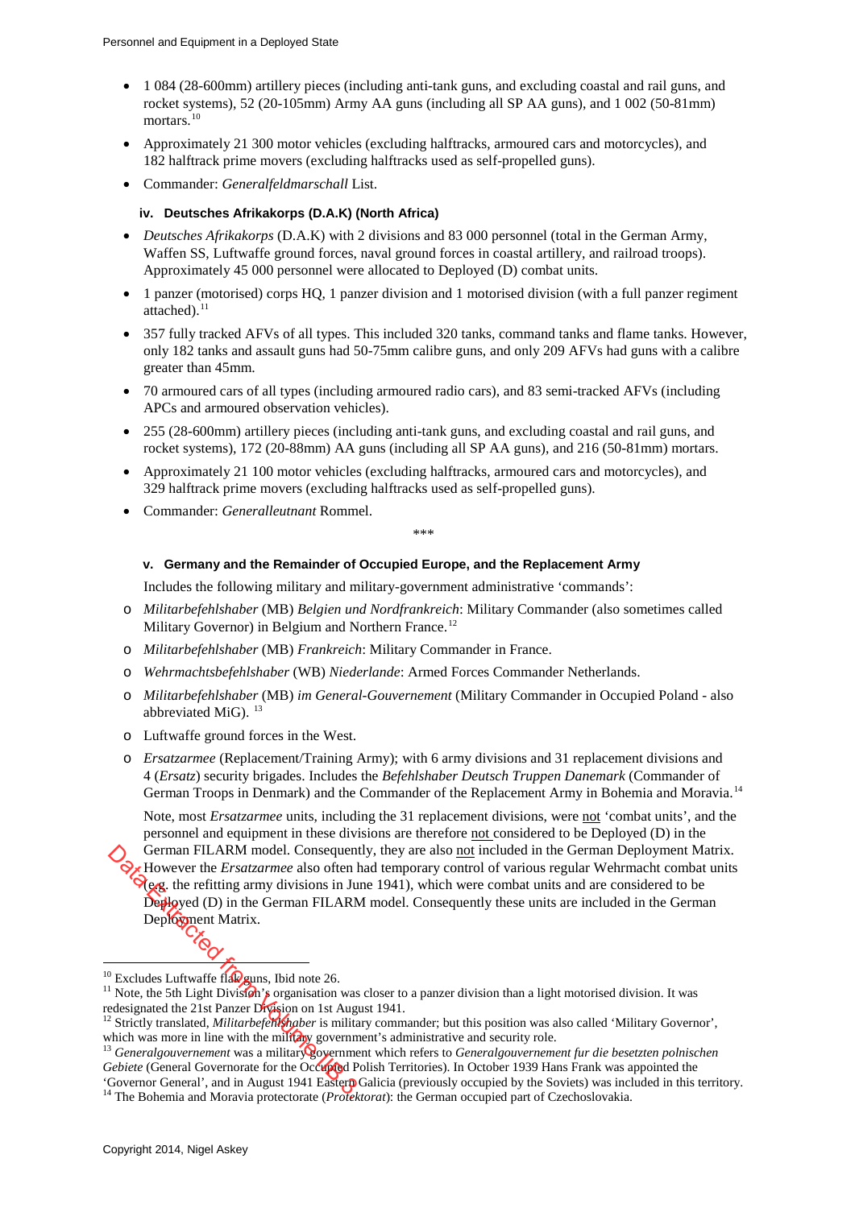- 1 084 (28-600mm) artillery pieces (including anti-tank guns, and excluding coastal and rail guns, and rocket systems), 52 (20-105mm) Army AA guns (including all SP AA guns), and 1 002 (50-81mm) mortars.[10]
- Approximately 21 300 motor vehicles (excluding halftracks, armoured cars and motorcycles), and 182 halftrack prime movers (excluding halftracks used as self-propelled guns).
- Commander: *Generalfeldmarschall* List.

#### iv. Deutsches Afrikakorps (D.A.K) (North Africa)

- *Deutsches Afrikakorps* (D.A.K) with 2 divisions and 83 000 personnel (total in the German Army, Waffen SS, Luftwaffe ground forces, naval ground forces in coastal artillery, and railroad troops). Approximately 45 000 personnel were allocated to Deployed (D) combat units.
- 1 panzer (motorised) corps HQ, 1 panzer division and 1 motorised division (with a full panzer regiment attached).[11]
- 357 fully tracked AFVs of all types. This included 320 tanks, command tanks and flame tanks. However, only 182 tanks and assault guns had 50-75mm calibre guns, and only 209 AFVs had guns with a calibre greater than 45mm.
- 70 armoured cars of all types (including armoured radio cars), and 83 semi-tracked AFVs (including APCs and armoured observation vehicles).
- 255 (28-600mm) artillery pieces (including anti-tank guns, and excluding coastal and rail guns, and rocket systems), 172 (20-88mm) AA guns (including all SP AA guns), and 216 (50-81mm) mortars.
- Approximately 21 100 motor vehicles (excluding halftracks, armoured cars and motorcycles), and 329 halftrack prime movers (excluding halftracks used as self-propelled guns).
- Commander: *Generalleutnant* Rommel.

***

#### v. Germany and the Remainder of Occupied Europe, and the Replacement Army

Includes the following military and military-government administrative 'commands':

- *Militarbefehlshaber* (MB) *Belgien und Nordfrankreich*: Military Commander (also sometimes called Military Governor) in Belgium and Northern France.[12]
- *Militarbefehlshaber* (MB) *Frankreich*: Military Commander in France.
- *Wehrmachtsbefehlshaber* (WB) *Niederlande*: Armed Forces Commander Netherlands.
- *Militarbefehlshaber* (MB) *im General-Gouvernement* (Military Commander in Occupied Poland - also abbreviated MiG).[13]
- Luftwaffe ground forces in the West.
- *Ersatzarmee* (Replacement/Training Army); with 6 army divisions and 31 replacement divisions and 4 (*Ersatz*) security brigades. Includes the *Befehlshaber Deutsch Truppen Danemark* (Commander of German Troops in Denmark) and the Commander of the Replacement Army in Bohemia and Moravia.[14]

Note, most *Ersatzarmee* units, including the 31 replacement divisions, were not 'combat units', and the personnel and equipment in these divisions are therefore not considered to be Deployed (D) in the German FILARM model. Consequently, they are also not included in the German Deployment Matrix. However the *Ersatzarmee* also often had temporary control of various regular Wehrmacht combat units (e.g. the refitting army divisions in June 1941), which were combat units and are considered to be Deployed (D) in the German FILARM model. Consequently these units are included in the German Deployment Matrix.

---

[10] Excludes Luftwaffe flak guns, Ibid note 26.

[11] Note, the 5th Light Division's organisation was closer to a panzer division than a light motorised division. It was redesignated the 21st Panzer Division on 1st August 1941.

[12] Strictly translated, *Militarbefehlshaber* is military commander; but this position was also called 'Military Governor', which was more in line with the military government's administrative and security role.

[13] *Generalgouvernement* was a military government which refers to *Generalgouvernement fur die besetzten polnischen Gebiete* (General Governorate for the Occupied Polish Territories). In October 1939 Hans Frank was appointed the 'Governor General', and in August 1941 Eastern Galicia (previously occupied by the Soviets) was included in this territory.

[14] The Bohemia and Moravia protectorate (*Protektorat*): the German occupied part of Czechoslovakia.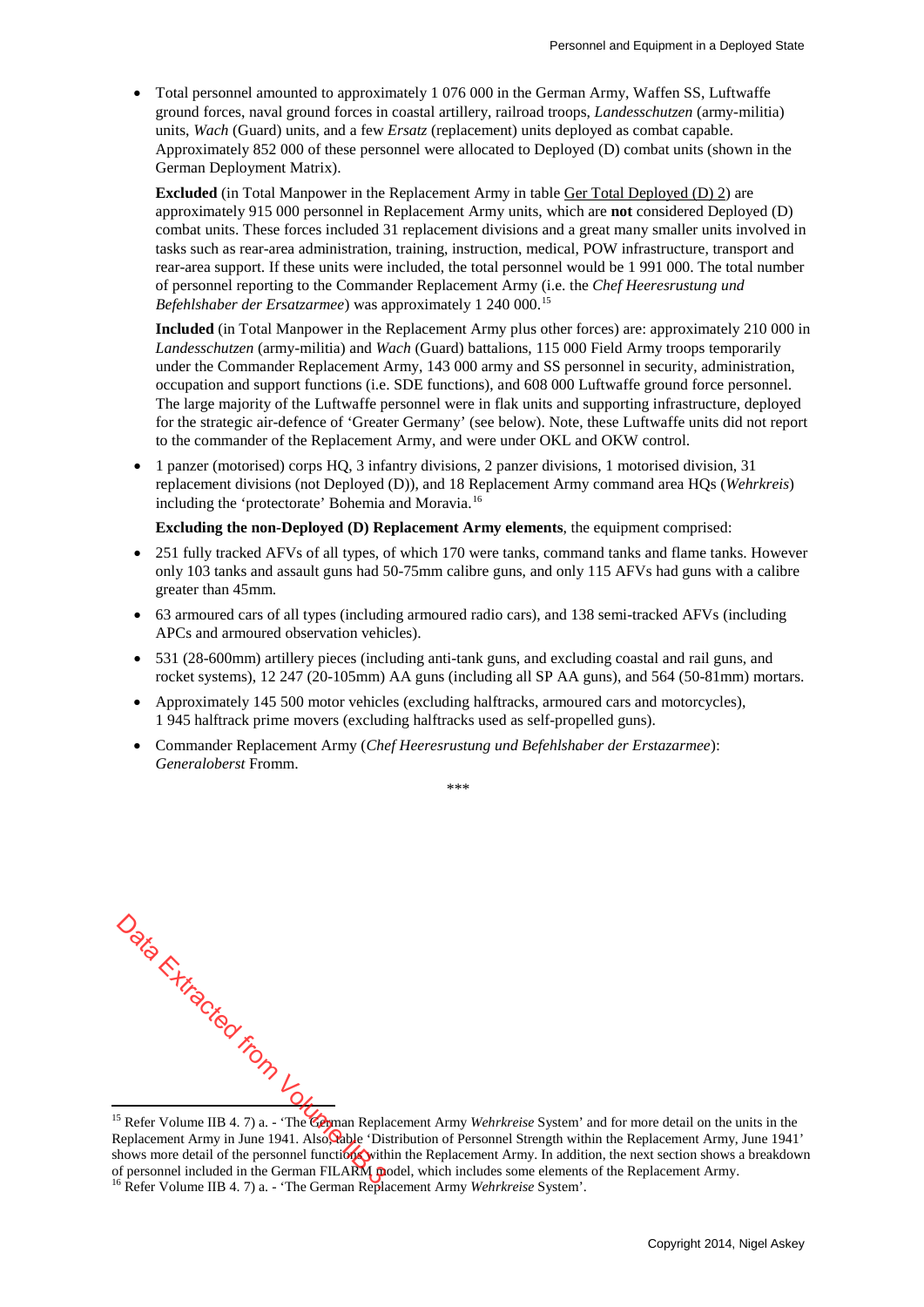- Total personnel amounted to approximately 1 076 000 in the German Army, Waffen SS, Luftwaffe ground forces, naval ground forces in coastal artillery, railroad troops, *Landesschutzen* (army-militia) units, *Wach* (Guard) units, and a few *Ersatz* (replacement) units deployed as combat capable. Approximately 852 000 of these personnel were allocated to Deployed (D) combat units (shown in the German Deployment Matrix).

  **Excluded** (in Total Manpower in the Replacement Army in table Ger Total Deployed (D) 2) are approximately 915 000 personnel in Replacement Army units, which are **not** considered Deployed (D) combat units. These forces included 31 replacement divisions and a great many smaller units involved in tasks such as rear-area administration, training, instruction, medical, POW infrastructure, transport and rear-area support. If these units were included, the total personnel would be 1 991 000. The total number of personnel reporting to the Commander Replacement Army (i.e. the *Chef Heeresrustung und Befehlshaber der Ersatzarmee*) was approximately 1 240 000.[15]

  **Included** (in Total Manpower in the Replacement Army plus other forces) are: approximately 210 000 in *Landesschutzen* (army-militia) and *Wach* (Guard) battalions, 115 000 Field Army troops temporarily under the Commander Replacement Army, 143 000 army and SS personnel in security, administration, occupation and support functions (i.e. SDE functions), and 608 000 Luftwaffe ground force personnel. The large majority of the Luftwaffe personnel were in flak units and supporting infrastructure, deployed for the strategic air-defence of 'Greater Germany' (see below). Note, these Luftwaffe units did not report to the commander of the Replacement Army, and were under OKL and OKW control.

- 1 panzer (motorised) corps HQ, 3 infantry divisions, 2 panzer divisions, 1 motorised division, 31 replacement divisions (not Deployed (D)), and 18 Replacement Army command area HQs (*Wehrkreis*) including the 'protectorate' Bohemia and Moravia.[16]

  **Excluding the non-Deployed (D) Replacement Army elements**, the equipment comprised:

- 251 fully tracked AFVs of all types, of which 170 were tanks, command tanks and flame tanks. However only 103 tanks and assault guns had 50-75mm calibre guns, and only 115 AFVs had guns with a calibre greater than 45mm.
- 63 armoured cars of all types (including armoured radio cars), and 138 semi-tracked AFVs (including APCs and armoured observation vehicles).
- 531 (28-600mm) artillery pieces (including anti-tank guns, and excluding coastal and rail guns, and rocket systems), 12 247 (20-105mm) AA guns (including all SP AA guns), and 564 (50-81mm) mortars.
- Approximately 145 500 motor vehicles (excluding halftracks, armoured cars and motorcycles), 1 945 halftrack prime movers (excluding halftracks used as self-propelled guns).
- Commander Replacement Army (*Chef Heeresrustung und Befehlshaber der Erstazarmee*): *Generaloberst* Fromm.

\*\*\*

[15] Refer Volume IIB 4. 7) a. - 'The German Replacement Army *Wehrkreise* System' and for more detail on the units in the Replacement Army in June 1941. Also, table 'Distribution of Personnel Strength within the Replacement Army, June 1941' shows more detail of the personnel functions within the Replacement Army. In addition, the next section shows a breakdown of personnel included in the German FILARM model, which includes some elements of the Replacement Army.

[16] Refer Volume IIB 4. 7) a. - 'The German Replacement Army *Wehrkreise* System'.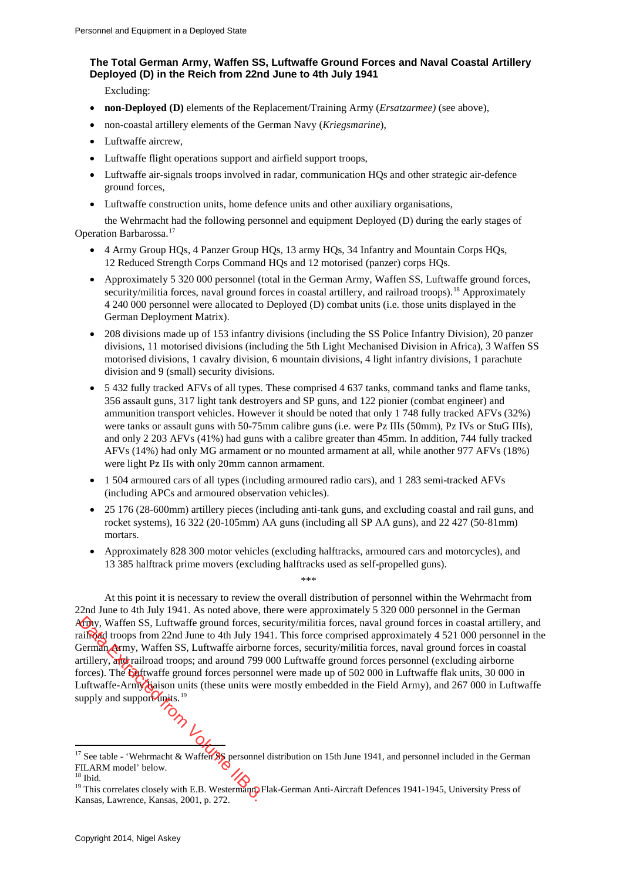### The Total German Army, Waffen SS, Luftwaffe Ground Forces and Naval Coastal Artillery Deployed (D) in the Reich from 22nd June to 4th July 1941

Excluding:

- **non-Deployed (D)** elements of the Replacement/Training Army (*Ersatzarmee)* (see above),
- non-coastal artillery elements of the German Navy (*Kriegsmarine*),
- Luftwaffe aircrew,
- Luftwaffe flight operations support and airfield support troops,
- Luftwaffe air-signals troops involved in radar, communication HQs and other strategic air-defence ground forces,
- Luftwaffe construction units, home defence units and other auxiliary organisations,

the Wehrmacht had the following personnel and equipment Deployed (D) during the early stages of Operation Barbarossa.[17]

- 4 Army Group HQs, 4 Panzer Group HQs, 13 army HQs, 34 Infantry and Mountain Corps HQs, 12 Reduced Strength Corps Command HQs and 12 motorised (panzer) corps HQs.
- Approximately 5 320 000 personnel (total in the German Army, Waffen SS, Luftwaffe ground forces, security/militia forces, naval ground forces in coastal artillery, and railroad troops).[18] Approximately 4 240 000 personnel were allocated to Deployed (D) combat units (i.e. those units displayed in the German Deployment Matrix).
- 208 divisions made up of 153 infantry divisions (including the SS Police Infantry Division), 20 panzer divisions, 11 motorised divisions (including the 5th Light Mechanised Division in Africa), 3 Waffen SS motorised divisions, 1 cavalry division, 6 mountain divisions, 4 light infantry divisions, 1 parachute division and 9 (small) security divisions.
- 5 432 fully tracked AFVs of all types. These comprised 4 637 tanks, command tanks and flame tanks, 356 assault guns, 317 light tank destroyers and SP guns, and 122 pionier (combat engineer) and ammunition transport vehicles. However it should be noted that only 1 748 fully tracked AFVs (32%) were tanks or assault guns with 50-75mm calibre guns (i.e. were Pz IIIs (50mm), Pz IVs or StuG IIIs), and only 2 203 AFVs (41%) had guns with a calibre greater than 45mm. In addition, 744 fully tracked AFVs (14%) had only MG armament or no mounted armament at all, while another 977 AFVs (18%) were light Pz IIs with only 20mm cannon armament.
- 1 504 armoured cars of all types (including armoured radio cars), and 1 283 semi-tracked AFVs (including APCs and armoured observation vehicles).
- 25 176 (28-600mm) artillery pieces (including anti-tank guns, and excluding coastal and rail guns, and rocket systems), 16 322 (20-105mm) AA guns (including all SP AA guns), and 22 427 (50-81mm) mortars.
- Approximately 828 300 motor vehicles (excluding halftracks, armoured cars and motorcycles), and 13 385 halftrack prime movers (excluding halftracks used as self-propelled guns).

\*\*\*

At this point it is necessary to review the overall distribution of personnel within the Wehrmacht from 22nd June to 4th July 1941. As noted above, there were approximately 5 320 000 personnel in the German Army, Waffen SS, Luftwaffe ground forces, security/militia forces, naval ground forces in coastal artillery, and railroad troops from 22nd June to 4th July 1941. This force comprised approximately 4 521 000 personnel in the German Army, Waffen SS, Luftwaffe airborne forces, security/militia forces, naval ground forces in coastal artillery, and railroad troops; and around 799 000 Luftwaffe ground forces personnel (excluding airborne forces). The Luftwaffe ground forces personnel were made up of 502 000 in Luftwaffe flak units, 30 000 in Luftwaffe-Army liaison units (these units were mostly embedded in the Field Army), and 267 000 in Luftwaffe supply and support units.[19]

---

[17] See table - 'Wehrmacht & Waffen SS personnel distribution on 15th June 1941, and personnel included in the German FILARM model' below.

[18] Ibid.

[19] This correlates closely with E.B. Westermann, Flak-German Anti-Aircraft Defences 1941-1945, University Press of Kansas, Lawrence, Kansas, 2001, p. 272.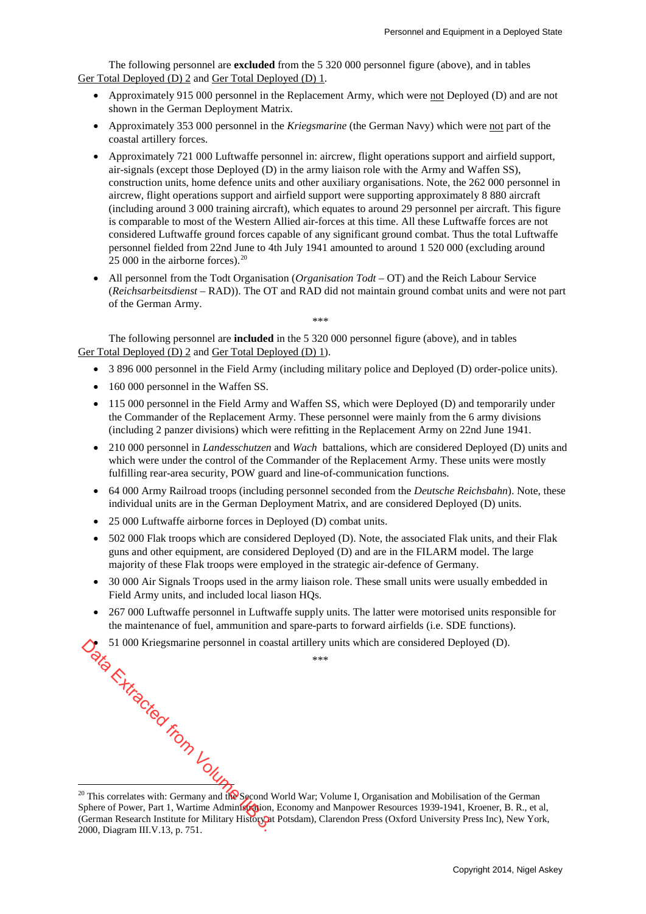The following personnel are **excluded** from the 5 320 000 personnel figure (above), and in tables Ger Total Deployed (D) 2 and Ger Total Deployed (D) 1.

- Approximately 915 000 personnel in the Replacement Army, which were not Deployed (D) and are not shown in the German Deployment Matrix.
- Approximately 353 000 personnel in the *Kriegsmarine* (the German Navy) which were not part of the coastal artillery forces.
- Approximately 721 000 Luftwaffe personnel in: aircrew, flight operations support and airfield support, air-signals (except those Deployed (D) in the army liaison role with the Army and Waffen SS), construction units, home defence units and other auxiliary organisations. Note, the 262 000 personnel in aircrew, flight operations support and airfield support were supporting approximately 8 880 aircraft (including around 3 000 training aircraft), which equates to around 29 personnel per aircraft. This figure is comparable to most of the Western Allied air-forces at this time. All these Luftwaffe forces are not considered Luftwaffe ground forces capable of any significant ground combat. Thus the total Luftwaffe personnel fielded from 22nd June to 4th July 1941 amounted to around 1 520 000 (excluding around 25 000 in the airborne forces).[20]
- All personnel from the Todt Organisation (*Organisation Todt* – OT) and the Reich Labour Service (*Reichsarbeitsdienst* – RAD)). The OT and RAD did not maintain ground combat units and were not part of the German Army.

\*\*\*

The following personnel are **included** in the 5 320 000 personnel figure (above), and in tables Ger Total Deployed (D) 2 and Ger Total Deployed (D) 1).

- 3 896 000 personnel in the Field Army (including military police and Deployed (D) order-police units).
- 160 000 personnel in the Waffen SS.
- 115 000 personnel in the Field Army and Waffen SS, which were Deployed (D) and temporarily under the Commander of the Replacement Army. These personnel were mainly from the 6 army divisions (including 2 panzer divisions) which were refitting in the Replacement Army on 22nd June 1941.
- 210 000 personnel in *Landesschutzen* and *Wach* battalions, which are considered Deployed (D) units and which were under the control of the Commander of the Replacement Army. These units were mostly fulfilling rear-area security, POW guard and line-of-communication functions.
- 64 000 Army Railroad troops (including personnel seconded from the *Deutsche Reichsbahn*). Note, these individual units are in the German Deployment Matrix, and are considered Deployed (D) units.
- 25 000 Luftwaffe airborne forces in Deployed (D) combat units.
- 502 000 Flak troops which are considered Deployed (D). Note, the associated Flak units, and their Flak guns and other equipment, are considered Deployed (D) and are in the FILARM model. The large majority of these Flak troops were employed in the strategic air-defence of Germany.
- 30 000 Air Signals Troops used in the army liaison role. These small units were usually embedded in Field Army units, and included local liason HQs.
- 267 000 Luftwaffe personnel in Luftwaffe supply units. The latter were motorised units responsible for the maintenance of fuel, ammunition and spare-parts to forward airfields (i.e. SDE functions).
- 51 000 Kriegsmarine personnel in coastal artillery units which are considered Deployed (D).

\*\*\*

[20] This correlates with: Germany and the Second World War; Volume I, Organisation and Mobilisation of the German Sphere of Power, Part 1, Wartime Administration, Economy and Manpower Resources 1939-1941, Kroener, B. R., et al, (German Research Institute for Military History at Potsdam), Clarendon Press (Oxford University Press Inc), New York, 2000, Diagram III.V.13, p. 751.